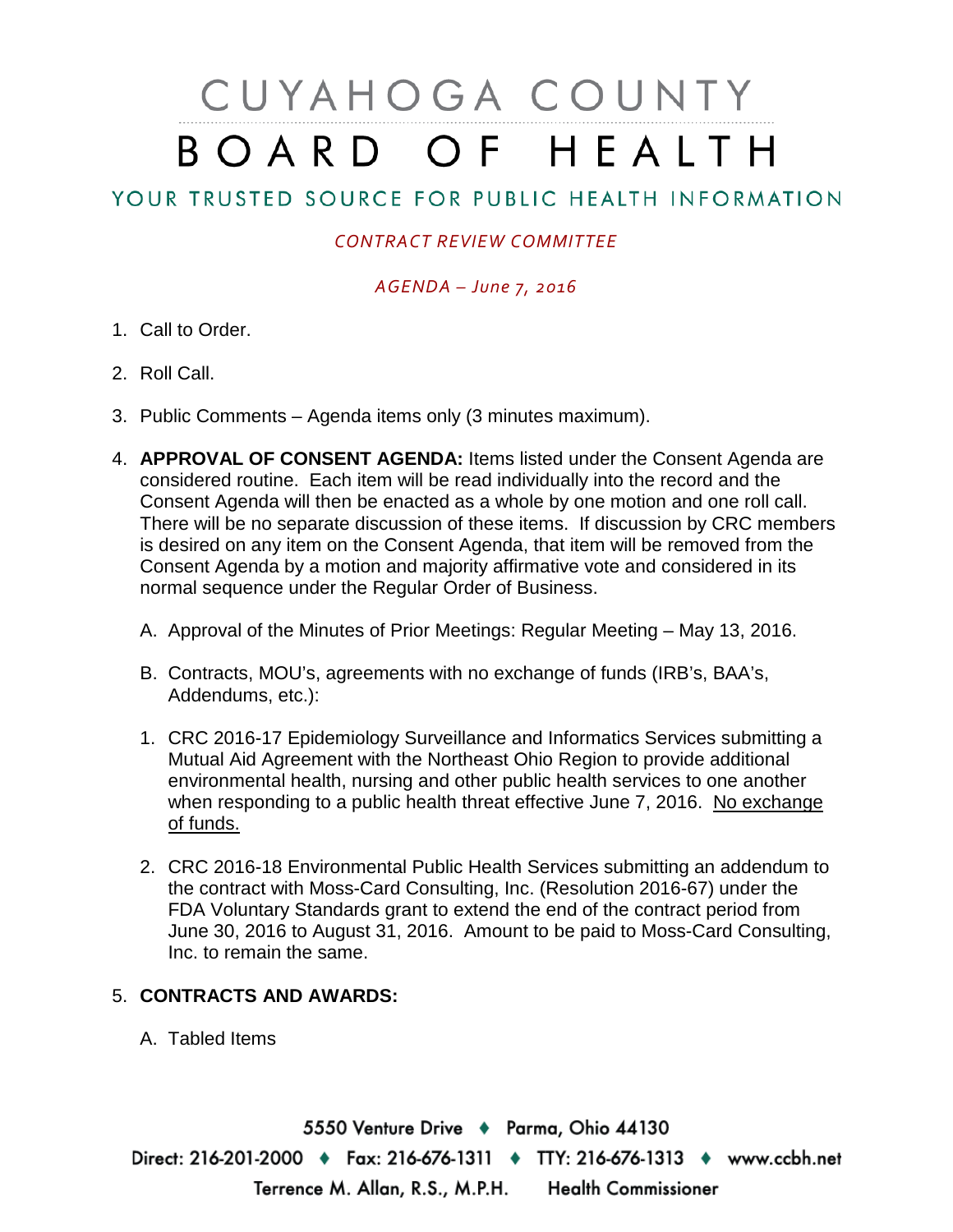# CUYAHOGA COUNTY BOARD OF HEALTH

## YOUR TRUSTED SOURCE FOR PUBLIC HEALTH INFORMATION

*CONTRACT REVIEW COMMITTEE*

*AGENDA – June 7, 2016*

1. Call to Order.

2. Roll Call.

3. Public Comments – Agenda items only (3 minutes maximum).

4. **APPROVAL OF CONSENT AGENDA:** Items listed under the Consent Agenda are considered routine. Each item will be read individually into the record and the Consent Agenda will then be enacted as a whole by one motion and one roll call. There will be no separate discussion of these items. If discussion by CRC members is desired on any item on the Consent Agenda, that item will be removed from the Consent Agenda by a motion and majority affirmative vote and considered in its normal sequence under the Regular Order of Business.

   A. Approval of the Minutes of Prior Meetings: Regular Meeting – May 13, 2016.

   B. Contracts, MOU's, agreements with no exchange of funds (IRB's, BAA's, Addendums, etc.):

   1. CRC 2016-17 Epidemiology Surveillance and Informatics Services submitting a Mutual Aid Agreement with the Northeast Ohio Region to provide additional environmental health, nursing and other public health services to one another when responding to a public health threat effective June 7, 2016. <u>No exchange of funds.</u>

   2. CRC 2016-18 Environmental Public Health Services submitting an addendum to the contract with Moss-Card Consulting, Inc. (Resolution 2016-67) under the FDA Voluntary Standards grant to extend the end of the contract period from June 30, 2016 to August 31, 2016. Amount to be paid to Moss-Card Consulting, Inc. to remain the same.

5. **CONTRACTS AND AWARDS:**

   A. Tabled Items

5550 Venture Drive ♦ Parma, Ohio 44130
Direct: 216-201-2000 ♦ Fax: 216-676-1311 ♦ TTY: 216-676-1313 ♦ www.ccbh.net
Terrence M. Allan, R.S., M.P.H. Health Commissioner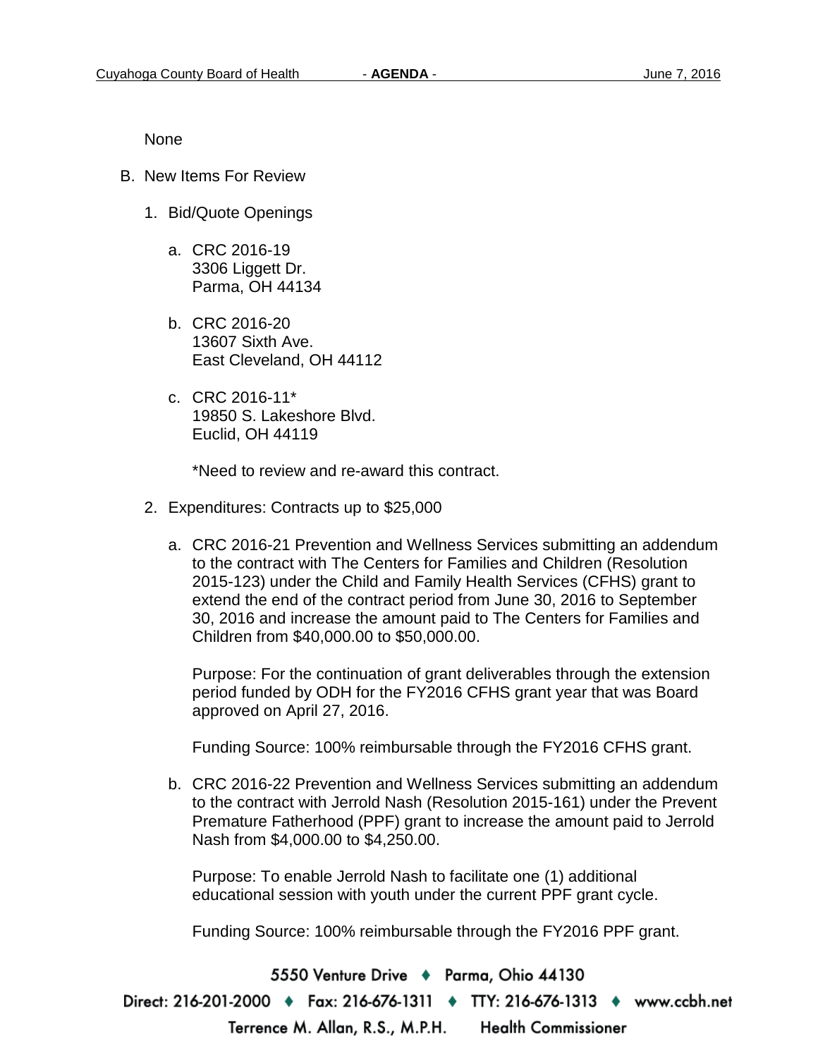None

B. New Items For Review

1. Bid/Quote Openings

   a. CRC 2016-19
      3306 Liggett Dr.
      Parma, OH 44134

   b. CRC 2016-20
      13607 Sixth Ave.
      East Cleveland, OH 44112

   c. CRC 2016-11*
      19850 S. Lakeshore Blvd.
      Euclid, OH 44119

      *Need to review and re-award this contract.

2. Expenditures: Contracts up to $25,000

   a. CRC 2016-21 Prevention and Wellness Services submitting an addendum to the contract with The Centers for Families and Children (Resolution 2015-123) under the Child and Family Health Services (CFHS) grant to extend the end of the contract period from June 30, 2016 to September 30, 2016 and increase the amount paid to The Centers for Families and Children from $40,000.00 to $50,000.00.

      Purpose: For the continuation of grant deliverables through the extension period funded by ODH for the FY2016 CFHS grant year that was Board approved on April 27, 2016.

      Funding Source: 100% reimbursable through the FY2016 CFHS grant.

   b. CRC 2016-22 Prevention and Wellness Services submitting an addendum to the contract with Jerrold Nash (Resolution 2015-161) under the Prevent Premature Fatherhood (PPF) grant to increase the amount paid to Jerrold Nash from $4,000.00 to $4,250.00.

      Purpose: To enable Jerrold Nash to facilitate one (1) additional educational session with youth under the current PPF grant cycle.

      Funding Source: 100% reimbursable through the FY2016 PPF grant.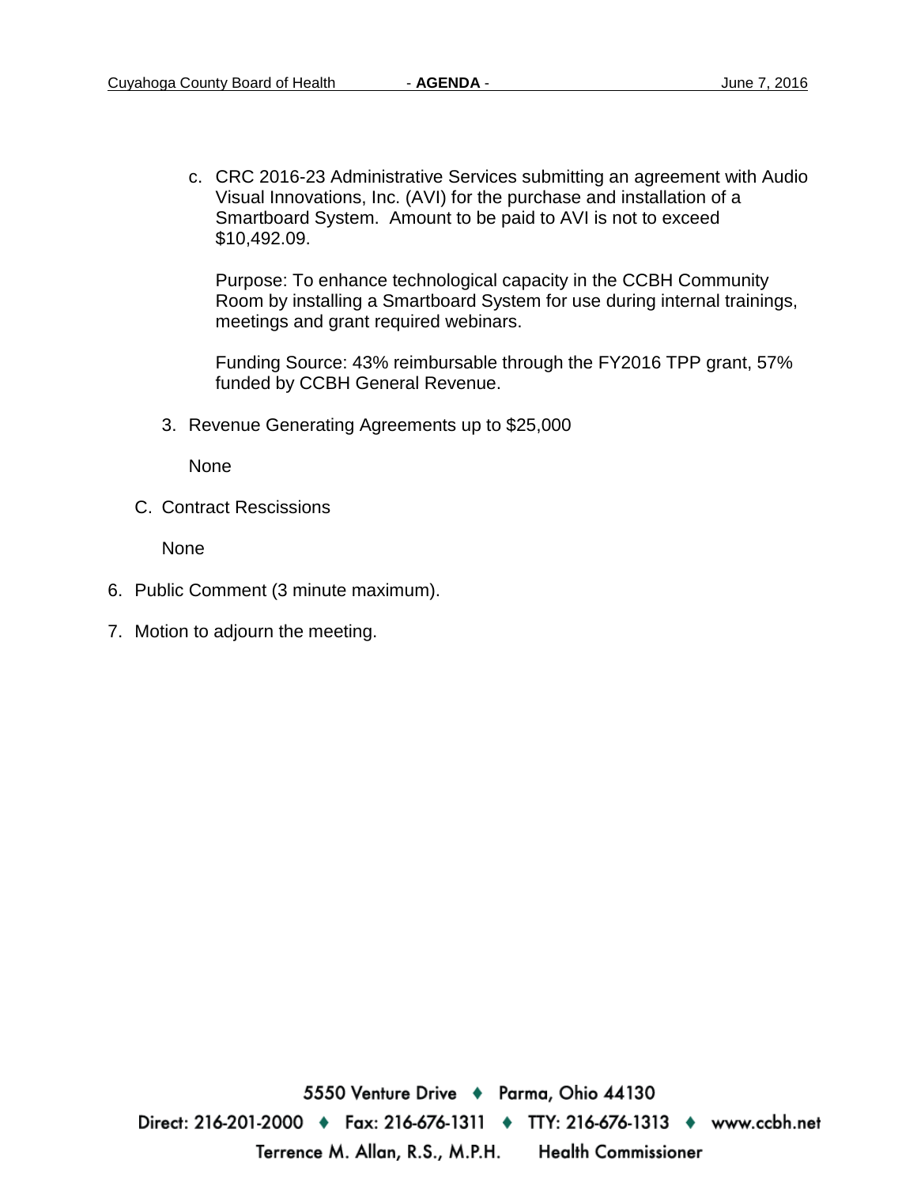c. CRC 2016-23 Administrative Services submitting an agreement with Audio Visual Innovations, Inc. (AVI) for the purchase and installation of a Smartboard System. Amount to be paid to AVI is not to exceed $10,492.09.

   Purpose: To enhance technological capacity in the CCBH Community Room by installing a Smartboard System for use during internal trainings, meetings and grant required webinars.

   Funding Source: 43% reimbursable through the FY2016 TPP grant, 57% funded by CCBH General Revenue.

3. Revenue Generating Agreements up to $25,000

   None

C. Contract Rescissions

   None

6. Public Comment (3 minute maximum).

7. Motion to adjourn the meeting.